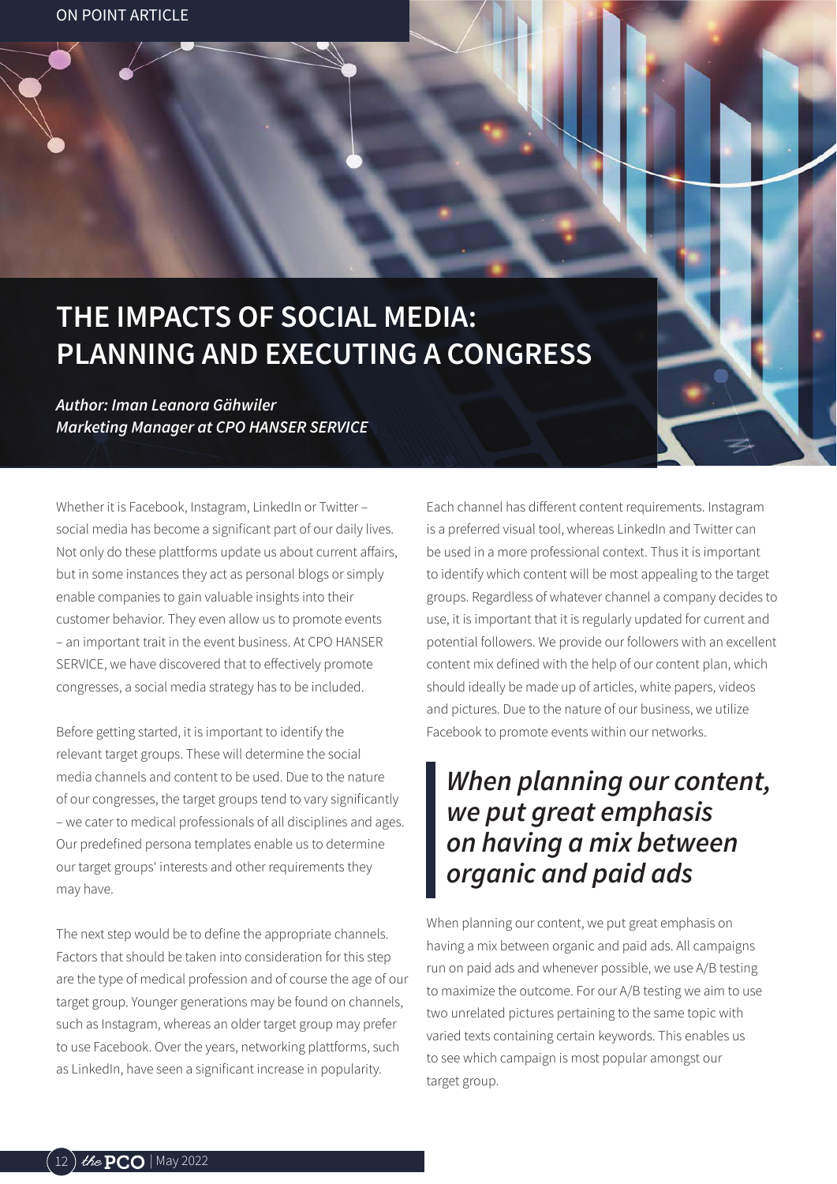ON POINT ARTICLE

# THE IMPACTS OF SOCIAL MEDIA: PLANNING AND EXECUTING A CONGRESS

*Author: Iman Leanora Gähwiler*
*Marketing Manager at CPO HANSER SERVICE*

Whether it is Facebook, Instagram, LinkedIn or Twitter – social media has become a significant part of our daily lives. Not only do these plattforms update us about current affairs, but in some instances they act as personal blogs or simply enable companies to gain valuable insights into their customer behavior. They even allow us to promote events – an important trait in the event business. At CPO HANSER SERVICE, we have discovered that to effectively promote congresses, a social media strategy has to be included.

Before getting started, it is important to identify the relevant target groups. These will determine the social media channels and content to be used. Due to the nature of our congresses, the target groups tend to vary significantly – we cater to medical professionals of all disciplines and ages. Our predefined persona templates enable us to determine our target groups' interests and other requirements they may have.

The next step would be to define the appropriate channels. Factors that should be taken into consideration for this step are the type of medical profession and of course the age of our target group. Younger generations may be found on channels, such as Instagram, whereas an older target group may prefer to use Facebook. Over the years, networking plattforms, such as LinkedIn, have seen a significant increase in popularity.

Each channel has different content requirements. Instagram is a preferred visual tool, whereas LinkedIn and Twitter can be used in a more professional context. Thus it is important to identify which content will be most appealing to the target groups. Regardless of whatever channel a company decides to use, it is important that it is regularly updated for current and potential followers. We provide our followers with an excellent content mix defined with the help of our content plan, which should ideally be made up of articles, white papers, videos and pictures. Due to the nature of our business, we utilize Facebook to promote events within our networks.

> ***When planning our content, we put great emphasis on having a mix between organic and paid ads***

When planning our content, we put great emphasis on having a mix between organic and paid ads. All campaigns run on paid ads and whenever possible, we use A/B testing to maximize the outcome. For our A/B testing we aim to use two unrelated pictures pertaining to the same topic with varied texts containing certain keywords. This enables us to see which campaign is most popular amongst our target group.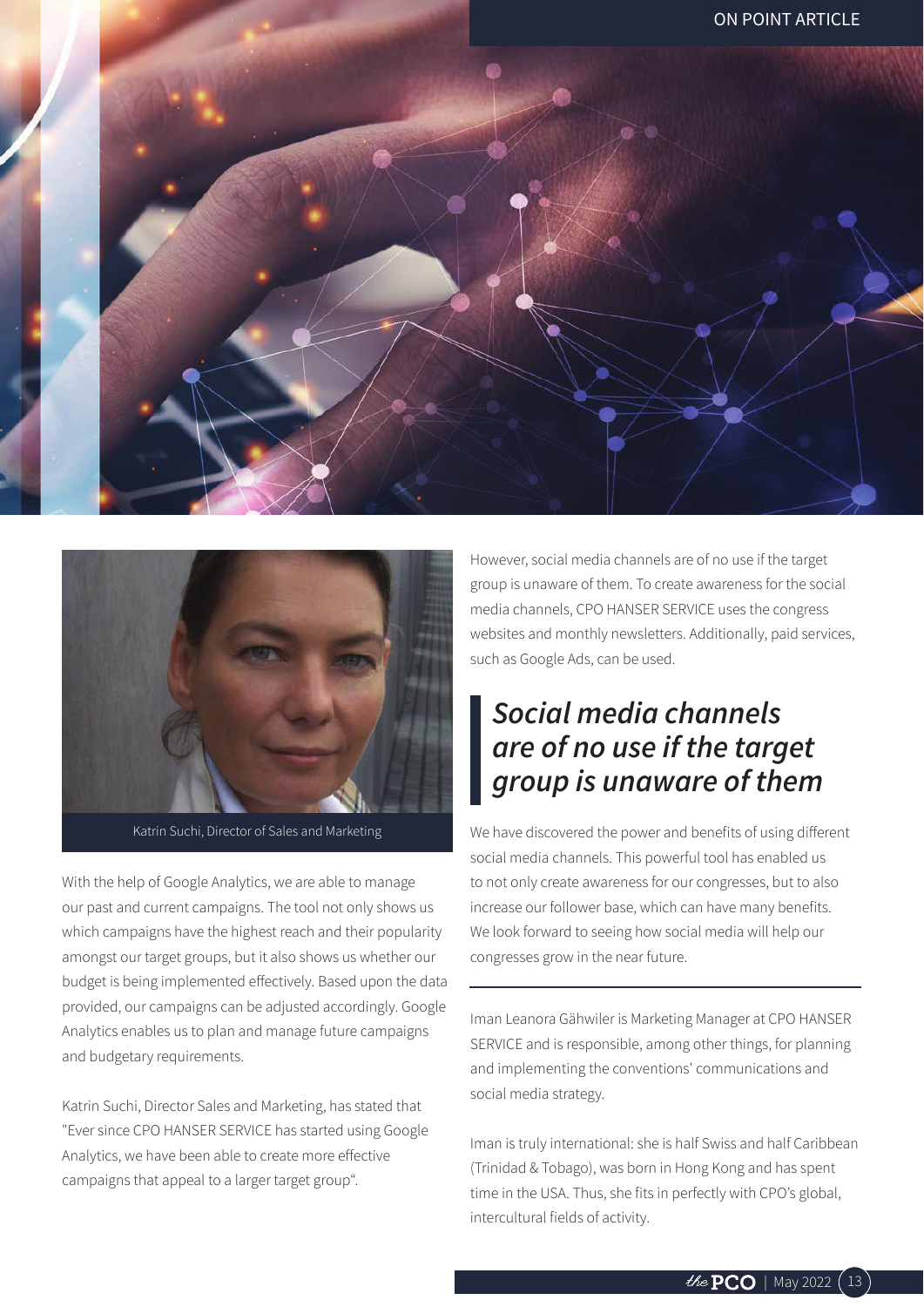Katrin Suchi, Director of Sales and Marketing

With the help of Google Analytics, we are able to manage our past and current campaigns. The tool not only shows us which campaigns have the highest reach and their popularity amongst our target groups, but it also shows us whether our budget is being implemented effectively. Based upon the data provided, our campaigns can be adjusted accordingly. Google Analytics enables us to plan and manage future campaigns and budgetary requirements.

Katrin Suchi, Director Sales and Marketing, has stated that "Ever since CPO HANSER SERVICE has started using Google Analytics, we have been able to create more effective campaigns that appeal to a larger target group".

However, social media channels are of no use if the target group is unaware of them. To create awareness for the social media channels, CPO HANSER SERVICE uses the congress websites and monthly newsletters. Additionally, paid services, such as Google Ads, can be used.

> ***Social media channels are of no use if the target group is unaware of them***

We have discovered the power and benefits of using different social media channels. This powerful tool has enabled us to not only create awareness for our congresses, but to also increase our follower base, which can have many benefits. We look forward to seeing how social media will help our congresses grow in the near future.

---

Iman Leanora Gähwiler is Marketing Manager at CPO HANSER SERVICE and is responsible, among other things, for planning and implementing the conventions' communications and social media strategy.

Iman is truly international: she is half Swiss and half Caribbean (Trinidad & Tobago), was born in Hong Kong and has spent time in the USA. Thus, she fits in perfectly with CPO's global, intercultural fields of activity.